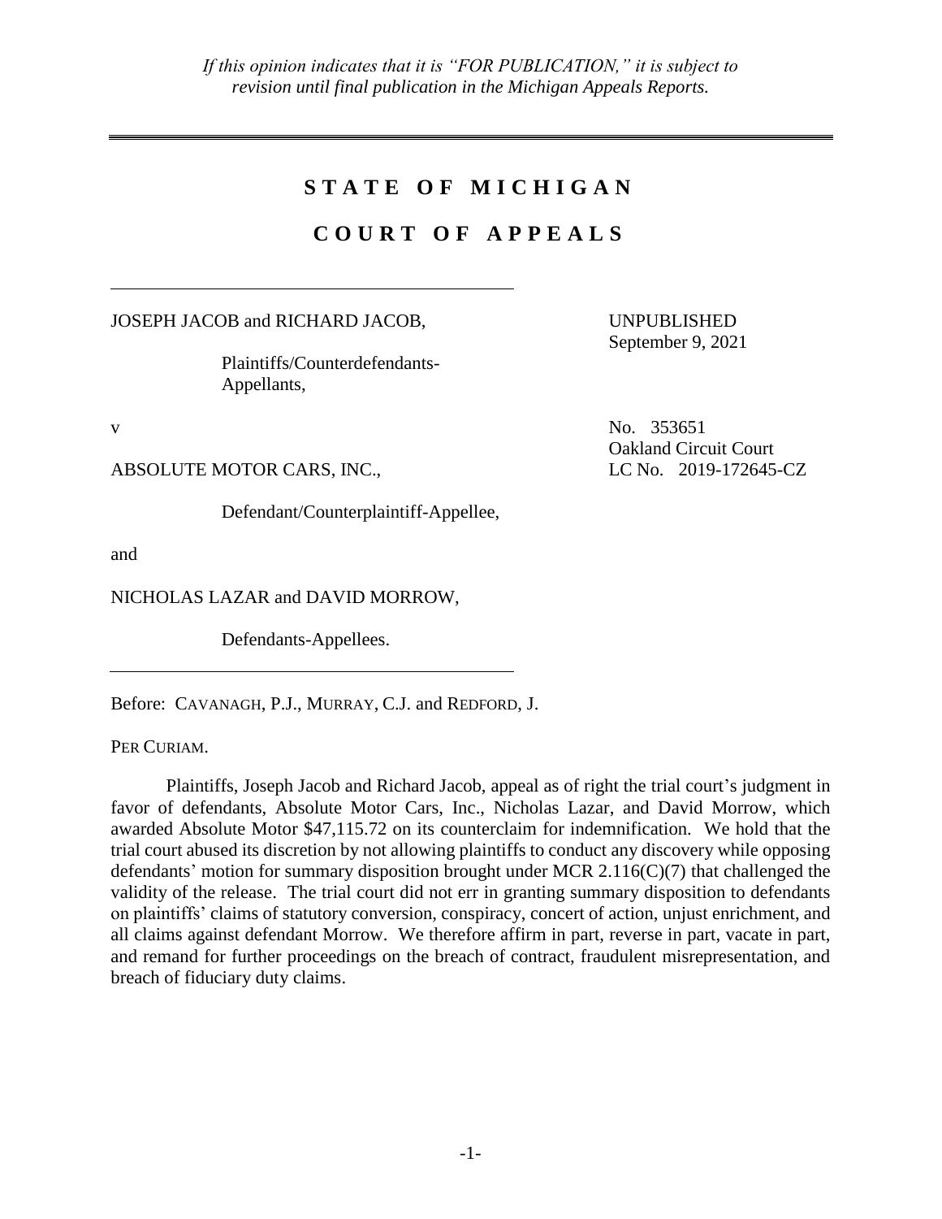*If this opinion indicates that it is "FOR PUBLICATION," it is subject to revision until final publication in the Michigan Appeals Reports.*

---

# STATE OF MICHIGAN

## COURT OF APPEALS

---

JOSEPH JACOB and RICHARD JACOB,

Plaintiffs/Counterdefendants-Appellants,

UNPUBLISHED
September 9, 2021

v

No. 353651
Oakland Circuit Court
LC No. 2019-172645-CZ

ABSOLUTE MOTOR CARS, INC.,

Defendant/Counterplaintiff-Appellee,

and

NICHOLAS LAZAR and DAVID MORROW,

Defendants-Appellees.

---

Before: CAVANAGH, P.J., MURRAY, C.J. and REDFORD, J.

PER CURIAM.

Plaintiffs, Joseph Jacob and Richard Jacob, appeal as of right the trial court's judgment in favor of defendants, Absolute Motor Cars, Inc., Nicholas Lazar, and David Morrow, which awarded Absolute Motor $47,115.72 on its counterclaim for indemnification. We hold that the trial court abused its discretion by not allowing plaintiffs to conduct any discovery while opposing defendants' motion for summary disposition brought under MCR 2.116(C)(7) that challenged the validity of the release. The trial court did not err in granting summary disposition to defendants on plaintiffs' claims of statutory conversion, conspiracy, concert of action, unjust enrichment, and all claims against defendant Morrow. We therefore affirm in part, reverse in part, vacate in part, and remand for further proceedings on the breach of contract, fraudulent misrepresentation, and breach of fiduciary duty claims.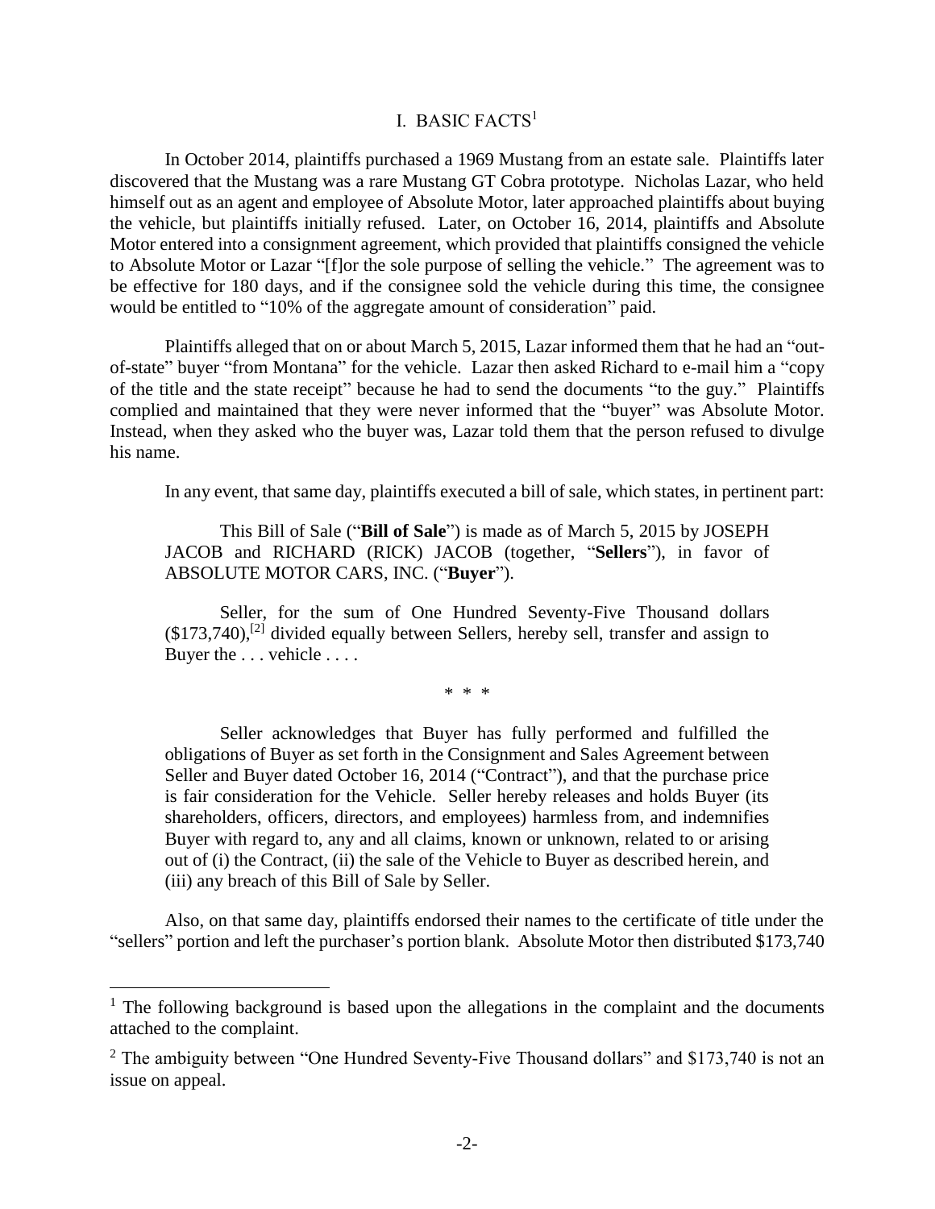## I. BASIC FACTS[1]

In October 2014, plaintiffs purchased a 1969 Mustang from an estate sale. Plaintiffs later discovered that the Mustang was a rare Mustang GT Cobra prototype. Nicholas Lazar, who held himself out as an agent and employee of Absolute Motor, later approached plaintiffs about buying the vehicle, but plaintiffs initially refused. Later, on October 16, 2014, plaintiffs and Absolute Motor entered into a consignment agreement, which provided that plaintiffs consigned the vehicle to Absolute Motor or Lazar "[f]or the sole purpose of selling the vehicle." The agreement was to be effective for 180 days, and if the consignee sold the vehicle during this time, the consignee would be entitled to "10% of the aggregate amount of consideration" paid.

Plaintiffs alleged that on or about March 5, 2015, Lazar informed them that he had an "out-of-state" buyer "from Montana" for the vehicle. Lazar then asked Richard to e-mail him a "copy of the title and the state receipt" because he had to send the documents "to the guy." Plaintiffs complied and maintained that they were never informed that the "buyer" was Absolute Motor. Instead, when they asked who the buyer was, Lazar told them that the person refused to divulge his name.

In any event, that same day, plaintiffs executed a bill of sale, which states, in pertinent part:

> This Bill of Sale ("**Bill of Sale**") is made as of March 5, 2015 by JOSEPH JACOB and RICHARD (RICK) JACOB (together, "**Sellers**"), in favor of ABSOLUTE MOTOR CARS, INC. ("**Buyer**").
>
> Seller, for the sum of One Hundred Seventy-Five Thousand dollars ($173,740),[2] divided equally between Sellers, hereby sell, transfer and assign to Buyer the . . . vehicle . . . .
>
> \* \* \*
>
> Seller acknowledges that Buyer has fully performed and fulfilled the obligations of Buyer as set forth in the Consignment and Sales Agreement between Seller and Buyer dated October 16, 2014 ("Contract"), and that the purchase price is fair consideration for the Vehicle. Seller hereby releases and holds Buyer (its shareholders, officers, directors, and employees) harmless from, and indemnifies Buyer with regard to, any and all claims, known or unknown, related to or arising out of (i) the Contract, (ii) the sale of the Vehicle to Buyer as described herein, and (iii) any breach of this Bill of Sale by Seller.

Also, on that same day, plaintiffs endorsed their names to the certificate of title under the "sellers" portion and left the purchaser's portion blank. Absolute Motor then distributed $173,740

---

[1] The following background is based upon the allegations in the complaint and the documents attached to the complaint.

[2] The ambiguity between "One Hundred Seventy-Five Thousand dollars" and $173,740 is not an issue on appeal.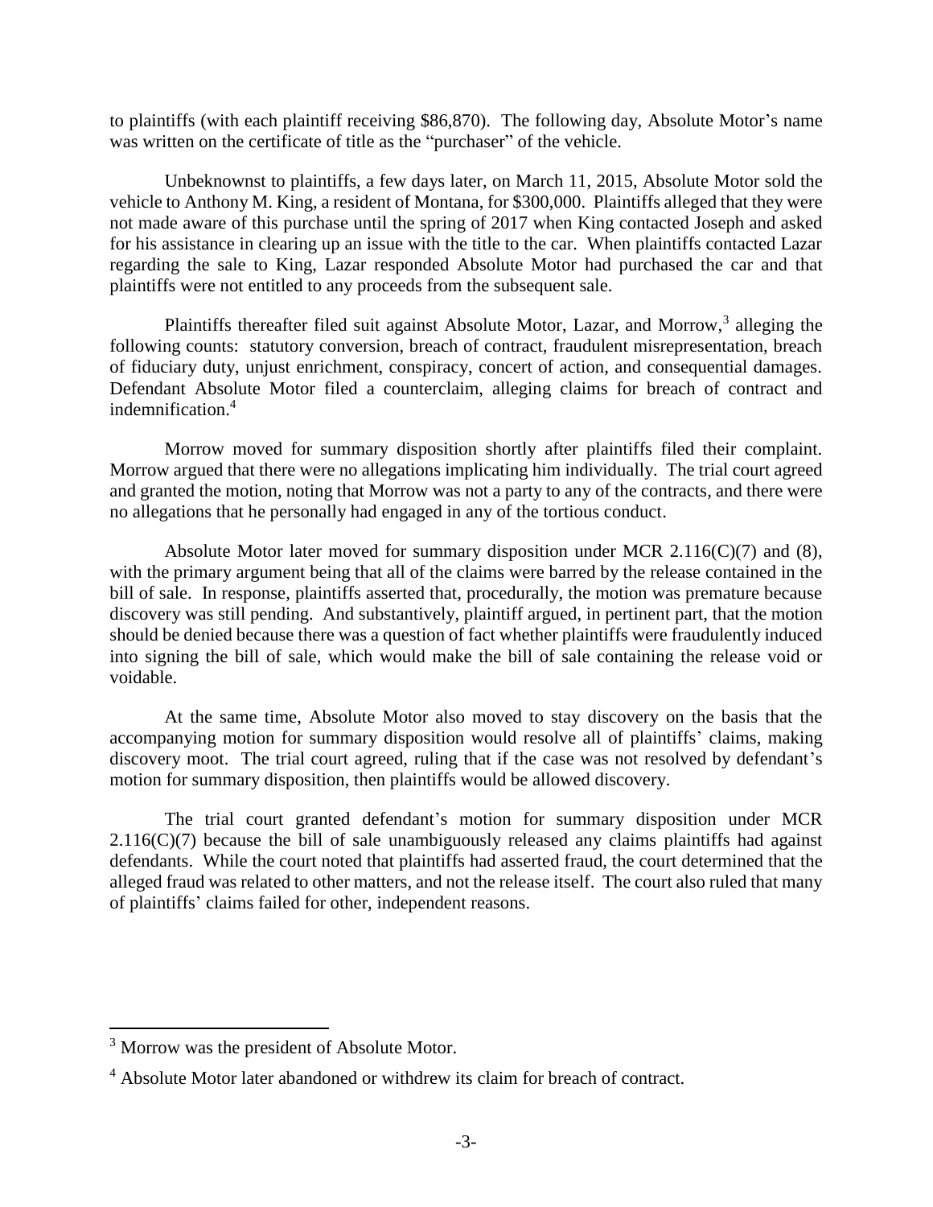to plaintiffs (with each plaintiff receiving $86,870). The following day, Absolute Motor's name was written on the certificate of title as the "purchaser" of the vehicle.

Unbeknownst to plaintiffs, a few days later, on March 11, 2015, Absolute Motor sold the vehicle to Anthony M. King, a resident of Montana, for $300,000. Plaintiffs alleged that they were not made aware of this purchase until the spring of 2017 when King contacted Joseph and asked for his assistance in clearing up an issue with the title to the car. When plaintiffs contacted Lazar regarding the sale to King, Lazar responded Absolute Motor had purchased the car and that plaintiffs were not entitled to any proceeds from the subsequent sale.

Plaintiffs thereafter filed suit against Absolute Motor, Lazar, and Morrow,[3] alleging the following counts: statutory conversion, breach of contract, fraudulent misrepresentation, breach of fiduciary duty, unjust enrichment, conspiracy, concert of action, and consequential damages. Defendant Absolute Motor filed a counterclaim, alleging claims for breach of contract and indemnification.[4]

Morrow moved for summary disposition shortly after plaintiffs filed their complaint. Morrow argued that there were no allegations implicating him individually. The trial court agreed and granted the motion, noting that Morrow was not a party to any of the contracts, and there were no allegations that he personally had engaged in any of the tortious conduct.

Absolute Motor later moved for summary disposition under MCR 2.116(C)(7) and (8), with the primary argument being that all of the claims were barred by the release contained in the bill of sale. In response, plaintiffs asserted that, procedurally, the motion was premature because discovery was still pending. And substantively, plaintiff argued, in pertinent part, that the motion should be denied because there was a question of fact whether plaintiffs were fraudulently induced into signing the bill of sale, which would make the bill of sale containing the release void or voidable.

At the same time, Absolute Motor also moved to stay discovery on the basis that the accompanying motion for summary disposition would resolve all of plaintiffs' claims, making discovery moot. The trial court agreed, ruling that if the case was not resolved by defendant's motion for summary disposition, then plaintiffs would be allowed discovery.

The trial court granted defendant's motion for summary disposition under MCR 2.116(C)(7) because the bill of sale unambiguously released any claims plaintiffs had against defendants. While the court noted that plaintiffs had asserted fraud, the court determined that the alleged fraud was related to other matters, and not the release itself. The court also ruled that many of plaintiffs' claims failed for other, independent reasons.

---

[3] Morrow was the president of Absolute Motor.

[4] Absolute Motor later abandoned or withdrew its claim for breach of contract.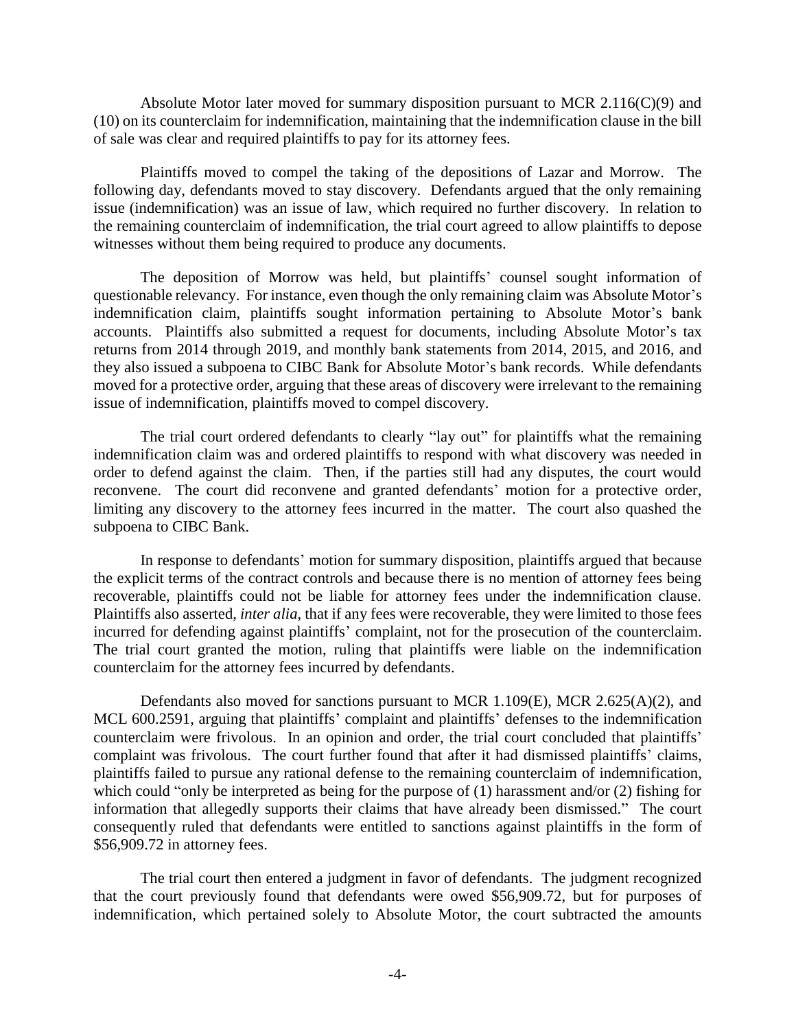Absolute Motor later moved for summary disposition pursuant to MCR 2.116(C)(9) and (10) on its counterclaim for indemnification, maintaining that the indemnification clause in the bill of sale was clear and required plaintiffs to pay for its attorney fees.

Plaintiffs moved to compel the taking of the depositions of Lazar and Morrow. The following day, defendants moved to stay discovery. Defendants argued that the only remaining issue (indemnification) was an issue of law, which required no further discovery. In relation to the remaining counterclaim of indemnification, the trial court agreed to allow plaintiffs to depose witnesses without them being required to produce any documents.

The deposition of Morrow was held, but plaintiffs' counsel sought information of questionable relevancy. For instance, even though the only remaining claim was Absolute Motor's indemnification claim, plaintiffs sought information pertaining to Absolute Motor's bank accounts. Plaintiffs also submitted a request for documents, including Absolute Motor's tax returns from 2014 through 2019, and monthly bank statements from 2014, 2015, and 2016, and they also issued a subpoena to CIBC Bank for Absolute Motor's bank records. While defendants moved for a protective order, arguing that these areas of discovery were irrelevant to the remaining issue of indemnification, plaintiffs moved to compel discovery.

The trial court ordered defendants to clearly "lay out" for plaintiffs what the remaining indemnification claim was and ordered plaintiffs to respond with what discovery was needed in order to defend against the claim. Then, if the parties still had any disputes, the court would reconvene. The court did reconvene and granted defendants' motion for a protective order, limiting any discovery to the attorney fees incurred in the matter. The court also quashed the subpoena to CIBC Bank.

In response to defendants' motion for summary disposition, plaintiffs argued that because the explicit terms of the contract controls and because there is no mention of attorney fees being recoverable, plaintiffs could not be liable for attorney fees under the indemnification clause. Plaintiffs also asserted, *inter alia*, that if any fees were recoverable, they were limited to those fees incurred for defending against plaintiffs' complaint, not for the prosecution of the counterclaim. The trial court granted the motion, ruling that plaintiffs were liable on the indemnification counterclaim for the attorney fees incurred by defendants.

Defendants also moved for sanctions pursuant to MCR 1.109(E), MCR 2.625(A)(2), and MCL 600.2591, arguing that plaintiffs' complaint and plaintiffs' defenses to the indemnification counterclaim were frivolous. In an opinion and order, the trial court concluded that plaintiffs' complaint was frivolous. The court further found that after it had dismissed plaintiffs' claims, plaintiffs failed to pursue any rational defense to the remaining counterclaim of indemnification, which could "only be interpreted as being for the purpose of (1) harassment and/or (2) fishing for information that allegedly supports their claims that have already been dismissed." The court consequently ruled that defendants were entitled to sanctions against plaintiffs in the form of $56,909.72 in attorney fees.

The trial court then entered a judgment in favor of defendants. The judgment recognized that the court previously found that defendants were owed $56,909.72, but for purposes of indemnification, which pertained solely to Absolute Motor, the court subtracted the amounts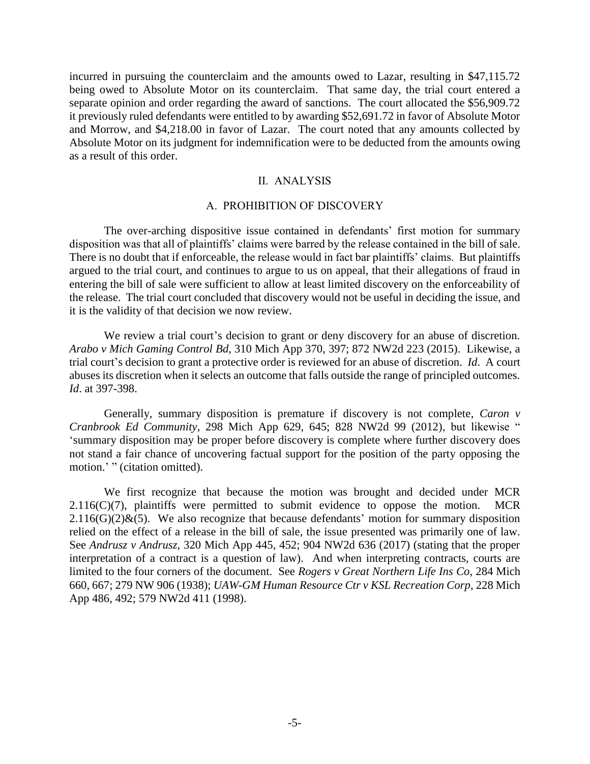incurred in pursuing the counterclaim and the amounts owed to Lazar, resulting in $47,115.72 being owed to Absolute Motor on its counterclaim. That same day, the trial court entered a separate opinion and order regarding the award of sanctions. The court allocated the $56,909.72 it previously ruled defendants were entitled to by awarding $52,691.72 in favor of Absolute Motor and Morrow, and $4,218.00 in favor of Lazar. The court noted that any amounts collected by Absolute Motor on its judgment for indemnification were to be deducted from the amounts owing as a result of this order.

## II. ANALYSIS

### A. PROHIBITION OF DISCOVERY

The over-arching dispositive issue contained in defendants' first motion for summary disposition was that all of plaintiffs' claims were barred by the release contained in the bill of sale. There is no doubt that if enforceable, the release would in fact bar plaintiffs' claims. But plaintiffs argued to the trial court, and continues to argue to us on appeal, that their allegations of fraud in entering the bill of sale were sufficient to allow at least limited discovery on the enforceability of the release. The trial court concluded that discovery would not be useful in deciding the issue, and it is the validity of that decision we now review.

We review a trial court's decision to grant or deny discovery for an abuse of discretion. *Arabo v Mich Gaming Control Bd*, 310 Mich App 370, 397; 872 NW2d 223 (2015). Likewise, a trial court's decision to grant a protective order is reviewed for an abuse of discretion. *Id*. A court abuses its discretion when it selects an outcome that falls outside the range of principled outcomes. *Id*. at 397-398.

Generally, summary disposition is premature if discovery is not complete, *Caron v Cranbrook Ed Community*, 298 Mich App 629, 645; 828 NW2d 99 (2012), but likewise " 'summary disposition may be proper before discovery is complete where further discovery does not stand a fair chance of uncovering factual support for the position of the party opposing the motion.' " (citation omitted).

We first recognize that because the motion was brought and decided under MCR 2.116(C)(7), plaintiffs were permitted to submit evidence to oppose the motion. MCR 2.116(G)(2)&(5). We also recognize that because defendants' motion for summary disposition relied on the effect of a release in the bill of sale, the issue presented was primarily one of law. See *Andrusz v Andrusz*, 320 Mich App 445, 452; 904 NW2d 636 (2017) (stating that the proper interpretation of a contract is a question of law). And when interpreting contracts, courts are limited to the four corners of the document. See *Rogers v Great Northern Life Ins Co*, 284 Mich 660, 667; 279 NW 906 (1938); *UAW-GM Human Resource Ctr v KSL Recreation Corp*, 228 Mich App 486, 492; 579 NW2d 411 (1998).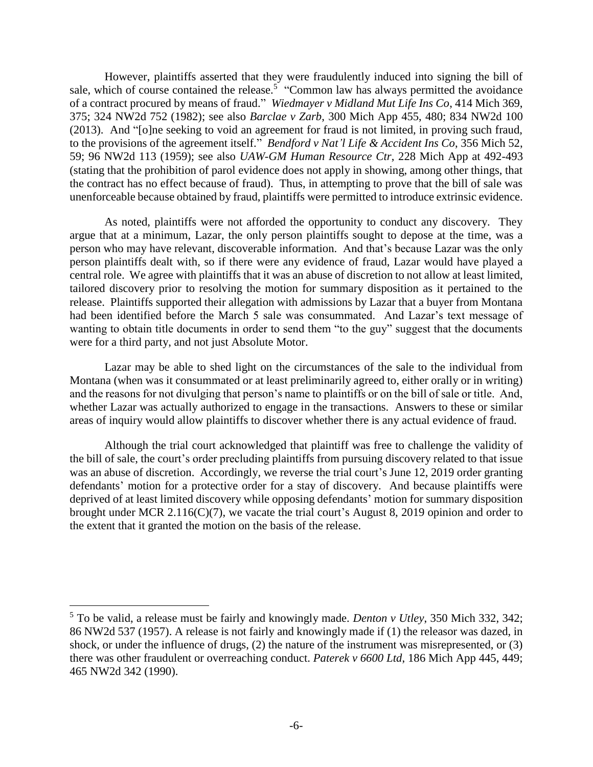However, plaintiffs asserted that they were fraudulently induced into signing the bill of sale, which of course contained the release.[5] "Common law has always permitted the avoidance of a contract procured by means of fraud." *Wiedmayer v Midland Mut Life Ins Co*, 414 Mich 369, 375; 324 NW2d 752 (1982); see also *Barclae v Zarb*, 300 Mich App 455, 480; 834 NW2d 100 (2013). And "[o]ne seeking to void an agreement for fraud is not limited, in proving such fraud, to the provisions of the agreement itself." *Bendford v Nat'l Life & Accident Ins Co*, 356 Mich 52, 59; 96 NW2d 113 (1959); see also *UAW-GM Human Resource Ctr*, 228 Mich App at 492-493 (stating that the prohibition of parol evidence does not apply in showing, among other things, that the contract has no effect because of fraud). Thus, in attempting to prove that the bill of sale was unenforceable because obtained by fraud, plaintiffs were permitted to introduce extrinsic evidence.

As noted, plaintiffs were not afforded the opportunity to conduct any discovery. They argue that at a minimum, Lazar, the only person plaintiffs sought to depose at the time, was a person who may have relevant, discoverable information. And that's because Lazar was the only person plaintiffs dealt with, so if there were any evidence of fraud, Lazar would have played a central role. We agree with plaintiffs that it was an abuse of discretion to not allow at least limited, tailored discovery prior to resolving the motion for summary disposition as it pertained to the release. Plaintiffs supported their allegation with admissions by Lazar that a buyer from Montana had been identified before the March 5 sale was consummated. And Lazar's text message of wanting to obtain title documents in order to send them "to the guy" suggest that the documents were for a third party, and not just Absolute Motor.

Lazar may be able to shed light on the circumstances of the sale to the individual from Montana (when was it consummated or at least preliminarily agreed to, either orally or in writing) and the reasons for not divulging that person's name to plaintiffs or on the bill of sale or title. And, whether Lazar was actually authorized to engage in the transactions. Answers to these or similar areas of inquiry would allow plaintiffs to discover whether there is any actual evidence of fraud.

Although the trial court acknowledged that plaintiff was free to challenge the validity of the bill of sale, the court's order precluding plaintiffs from pursuing discovery related to that issue was an abuse of discretion. Accordingly, we reverse the trial court's June 12, 2019 order granting defendants' motion for a protective order for a stay of discovery. And because plaintiffs were deprived of at least limited discovery while opposing defendants' motion for summary disposition brought under MCR 2.116(C)(7), we vacate the trial court's August 8, 2019 opinion and order to the extent that it granted the motion on the basis of the release.

---

[5] To be valid, a release must be fairly and knowingly made. *Denton v Utley*, 350 Mich 332, 342; 86 NW2d 537 (1957). A release is not fairly and knowingly made if (1) the releasor was dazed, in shock, or under the influence of drugs, (2) the nature of the instrument was misrepresented, or (3) there was other fraudulent or overreaching conduct. *Paterek v 6600 Ltd*, 186 Mich App 445, 449; 465 NW2d 342 (1990).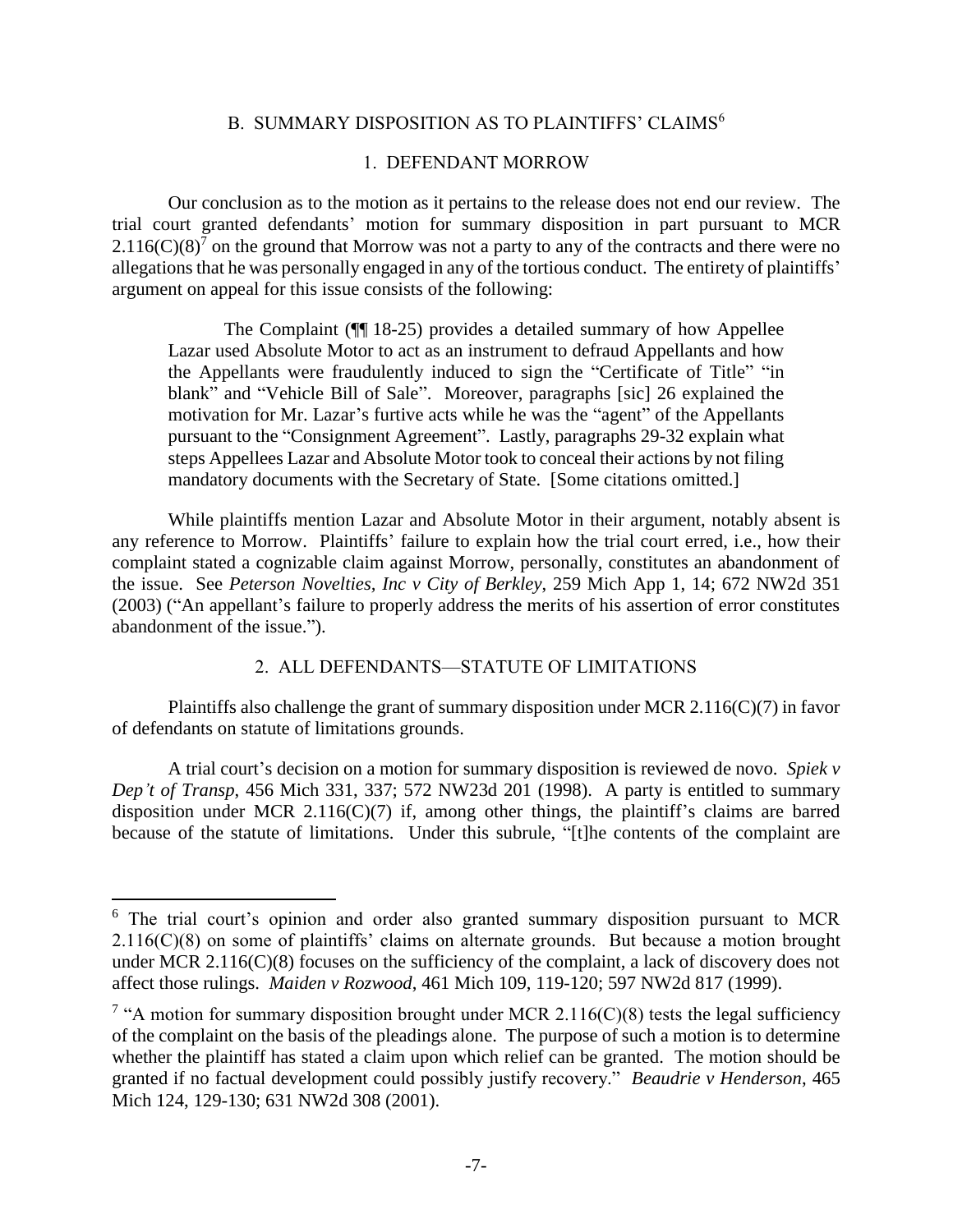### B. SUMMARY DISPOSITION AS TO PLAINTIFFS' CLAIMS[6]

#### 1. DEFENDANT MORROW

Our conclusion as to the motion as it pertains to the release does not end our review. The trial court granted defendants' motion for summary disposition in part pursuant to MCR 2.116(C)(8)[7] on the ground that Morrow was not a party to any of the contracts and there were no allegations that he was personally engaged in any of the tortious conduct. The entirety of plaintiffs' argument on appeal for this issue consists of the following:

> The Complaint (¶¶ 18-25) provides a detailed summary of how Appellee Lazar used Absolute Motor to act as an instrument to defraud Appellants and how the Appellants were fraudulently induced to sign the "Certificate of Title" "in blank" and "Vehicle Bill of Sale". Moreover, paragraphs [sic] 26 explained the motivation for Mr. Lazar's furtive acts while he was the "agent" of the Appellants pursuant to the "Consignment Agreement". Lastly, paragraphs 29-32 explain what steps Appellees Lazar and Absolute Motor took to conceal their actions by not filing mandatory documents with the Secretary of State. [Some citations omitted.]

While plaintiffs mention Lazar and Absolute Motor in their argument, notably absent is any reference to Morrow. Plaintiffs' failure to explain how the trial court erred, i.e., how their complaint stated a cognizable claim against Morrow, personally, constitutes an abandonment of the issue. See *Peterson Novelties, Inc v City of Berkley*, 259 Mich App 1, 14; 672 NW2d 351 (2003) ("An appellant's failure to properly address the merits of his assertion of error constitutes abandonment of the issue.").

#### 2. ALL DEFENDANTS—STATUTE OF LIMITATIONS

Plaintiffs also challenge the grant of summary disposition under MCR 2.116(C)(7) in favor of defendants on statute of limitations grounds.

A trial court's decision on a motion for summary disposition is reviewed de novo. *Spiek v Dep't of Transp*, 456 Mich 331, 337; 572 NW23d 201 (1998). A party is entitled to summary disposition under MCR 2.116(C)(7) if, among other things, the plaintiff's claims are barred because of the statute of limitations. Under this subrule, "[t]he contents of the complaint are

---

[6] The trial court's opinion and order also granted summary disposition pursuant to MCR 2.116(C)(8) on some of plaintiffs' claims on alternate grounds. But because a motion brought under MCR 2.116(C)(8) focuses on the sufficiency of the complaint, a lack of discovery does not affect those rulings. *Maiden v Rozwood*, 461 Mich 109, 119-120; 597 NW2d 817 (1999).

[7] "A motion for summary disposition brought under MCR 2.116(C)(8) tests the legal sufficiency of the complaint on the basis of the pleadings alone. The purpose of such a motion is to determine whether the plaintiff has stated a claim upon which relief can be granted. The motion should be granted if no factual development could possibly justify recovery." *Beaudrie v Henderson*, 465 Mich 124, 129-130; 631 NW2d 308 (2001).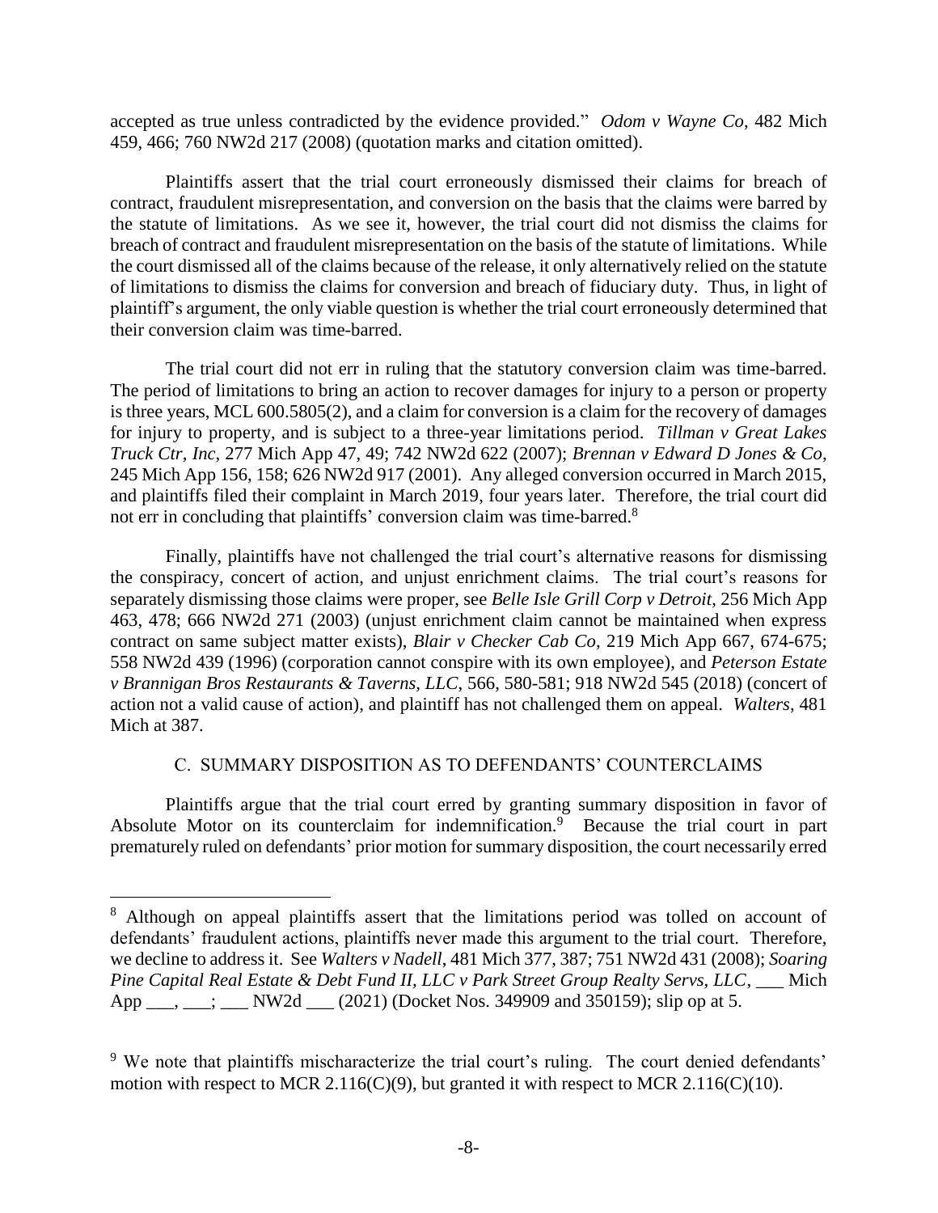accepted as true unless contradicted by the evidence provided." *Odom v Wayne Co*, 482 Mich 459, 466; 760 NW2d 217 (2008) (quotation marks and citation omitted).

Plaintiffs assert that the trial court erroneously dismissed their claims for breach of contract, fraudulent misrepresentation, and conversion on the basis that the claims were barred by the statute of limitations. As we see it, however, the trial court did not dismiss the claims for breach of contract and fraudulent misrepresentation on the basis of the statute of limitations. While the court dismissed all of the claims because of the release, it only alternatively relied on the statute of limitations to dismiss the claims for conversion and breach of fiduciary duty. Thus, in light of plaintiff's argument, the only viable question is whether the trial court erroneously determined that their conversion claim was time-barred.

The trial court did not err in ruling that the statutory conversion claim was time-barred. The period of limitations to bring an action to recover damages for injury to a person or property is three years, MCL 600.5805(2), and a claim for conversion is a claim for the recovery of damages for injury to property, and is subject to a three-year limitations period. *Tillman v Great Lakes Truck Ctr, Inc*, 277 Mich App 47, 49; 742 NW2d 622 (2007); *Brennan v Edward D Jones & Co*, 245 Mich App 156, 158; 626 NW2d 917 (2001). Any alleged conversion occurred in March 2015, and plaintiffs filed their complaint in March 2019, four years later. Therefore, the trial court did not err in concluding that plaintiffs' conversion claim was time-barred.[8]

Finally, plaintiffs have not challenged the trial court's alternative reasons for dismissing the conspiracy, concert of action, and unjust enrichment claims. The trial court's reasons for separately dismissing those claims were proper, see *Belle Isle Grill Corp v Detroit*, 256 Mich App 463, 478; 666 NW2d 271 (2003) (unjust enrichment claim cannot be maintained when express contract on same subject matter exists), *Blair v Checker Cab Co*, 219 Mich App 667, 674-675; 558 NW2d 439 (1996) (corporation cannot conspire with its own employee), and *Peterson Estate v Brannigan Bros Restaurants & Taverns, LLC*, 566, 580-581; 918 NW2d 545 (2018) (concert of action not a valid cause of action), and plaintiff has not challenged them on appeal. *Walters*, 481 Mich at 387.

## C. SUMMARY DISPOSITION AS TO DEFENDANTS' COUNTERCLAIMS

Plaintiffs argue that the trial court erred by granting summary disposition in favor of Absolute Motor on its counterclaim for indemnification.[9] Because the trial court in part prematurely ruled on defendants' prior motion for summary disposition, the court necessarily erred

---

[8] Although on appeal plaintiffs assert that the limitations period was tolled on account of defendants' fraudulent actions, plaintiffs never made this argument to the trial court. Therefore, we decline to address it. See *Walters v Nadell*, 481 Mich 377, 387; 751 NW2d 431 (2008); *Soaring Pine Capital Real Estate & Debt Fund II, LLC v Park Street Group Realty Servs, LLC*, ___ Mich App ___, ___; ___ NW2d ___ (2021) (Docket Nos. 349909 and 350159); slip op at 5.

[9] We note that plaintiffs mischaracterize the trial court's ruling. The court denied defendants' motion with respect to MCR 2.116(C)(9), but granted it with respect to MCR 2.116(C)(10).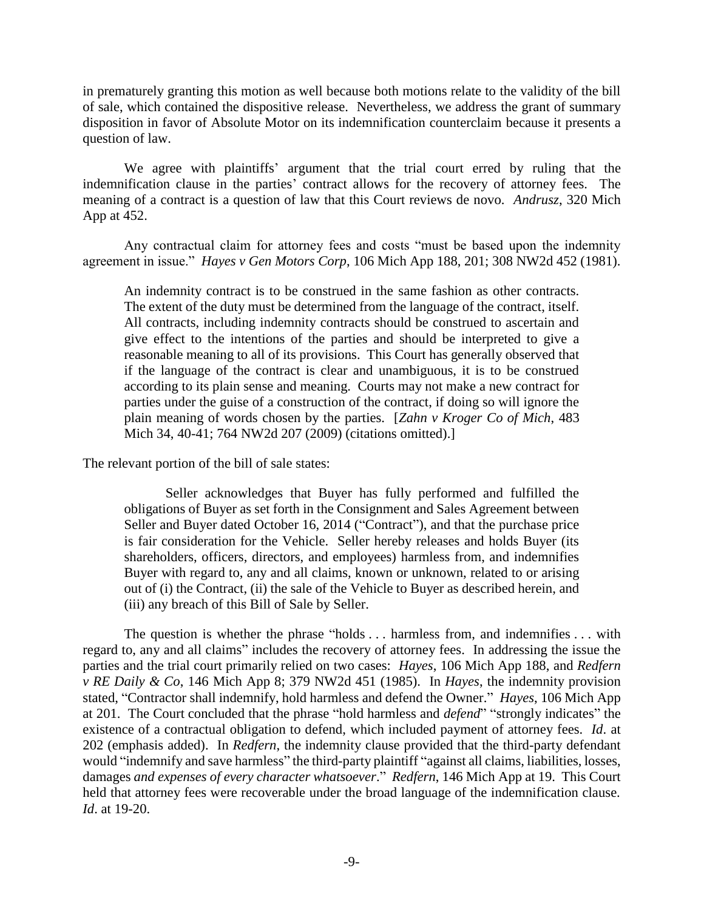in prematurely granting this motion as well because both motions relate to the validity of the bill of sale, which contained the dispositive release. Nevertheless, we address the grant of summary disposition in favor of Absolute Motor on its indemnification counterclaim because it presents a question of law.

We agree with plaintiffs' argument that the trial court erred by ruling that the indemnification clause in the parties' contract allows for the recovery of attorney fees. The meaning of a contract is a question of law that this Court reviews de novo. *Andrusz*, 320 Mich App at 452.

Any contractual claim for attorney fees and costs "must be based upon the indemnity agreement in issue." *Hayes v Gen Motors Corp*, 106 Mich App 188, 201; 308 NW2d 452 (1981).

> An indemnity contract is to be construed in the same fashion as other contracts. The extent of the duty must be determined from the language of the contract, itself. All contracts, including indemnity contracts should be construed to ascertain and give effect to the intentions of the parties and should be interpreted to give a reasonable meaning to all of its provisions. This Court has generally observed that if the language of the contract is clear and unambiguous, it is to be construed according to its plain sense and meaning. Courts may not make a new contract for parties under the guise of a construction of the contract, if doing so will ignore the plain meaning of words chosen by the parties. [*Zahn v Kroger Co of Mich*, 483 Mich 34, 40-41; 764 NW2d 207 (2009) (citations omitted).]

The relevant portion of the bill of sale states:

> Seller acknowledges that Buyer has fully performed and fulfilled the obligations of Buyer as set forth in the Consignment and Sales Agreement between Seller and Buyer dated October 16, 2014 ("Contract"), and that the purchase price is fair consideration for the Vehicle. Seller hereby releases and holds Buyer (its shareholders, officers, directors, and employees) harmless from, and indemnifies Buyer with regard to, any and all claims, known or unknown, related to or arising out of (i) the Contract, (ii) the sale of the Vehicle to Buyer as described herein, and (iii) any breach of this Bill of Sale by Seller.

The question is whether the phrase "holds . . . harmless from, and indemnifies . . . with regard to, any and all claims" includes the recovery of attorney fees. In addressing the issue the parties and the trial court primarily relied on two cases: *Hayes*, 106 Mich App 188, and *Redfern v RE Daily & Co*, 146 Mich App 8; 379 NW2d 451 (1985). In *Hayes*, the indemnity provision stated, "Contractor shall indemnify, hold harmless and defend the Owner." *Hayes*, 106 Mich App at 201. The Court concluded that the phrase "hold harmless and *defend*" "strongly indicates" the existence of a contractual obligation to defend, which included payment of attorney fees. *Id*. at 202 (emphasis added). In *Redfern*, the indemnity clause provided that the third-party defendant would "indemnify and save harmless" the third-party plaintiff "against all claims, liabilities, losses, damages *and expenses of every character whatsoever*." *Redfern*, 146 Mich App at 19. This Court held that attorney fees were recoverable under the broad language of the indemnification clause. *Id*. at 19-20.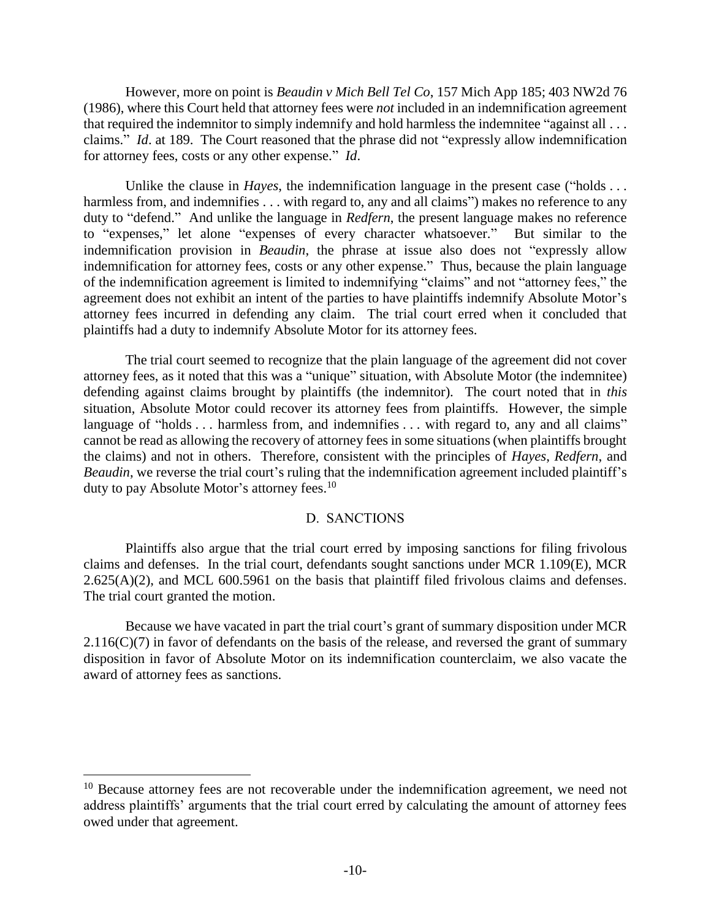However, more on point is *Beaudin v Mich Bell Tel Co*, 157 Mich App 185; 403 NW2d 76 (1986), where this Court held that attorney fees were *not* included in an indemnification agreement that required the indemnitor to simply indemnify and hold harmless the indemnitee "against all . . . claims." *Id*. at 189. The Court reasoned that the phrase did not "expressly allow indemnification for attorney fees, costs or any other expense." *Id*.

Unlike the clause in *Hayes*, the indemnification language in the present case ("holds . . . harmless from, and indemnifies . . . with regard to, any and all claims") makes no reference to any duty to "defend." And unlike the language in *Redfern*, the present language makes no reference to "expenses," let alone "expenses of every character whatsoever." But similar to the indemnification provision in *Beaudin*, the phrase at issue also does not "expressly allow indemnification for attorney fees, costs or any other expense." Thus, because the plain language of the indemnification agreement is limited to indemnifying "claims" and not "attorney fees," the agreement does not exhibit an intent of the parties to have plaintiffs indemnify Absolute Motor's attorney fees incurred in defending any claim. The trial court erred when it concluded that plaintiffs had a duty to indemnify Absolute Motor for its attorney fees.

The trial court seemed to recognize that the plain language of the agreement did not cover attorney fees, as it noted that this was a "unique" situation, with Absolute Motor (the indemnitee) defending against claims brought by plaintiffs (the indemnitor). The court noted that in *this* situation, Absolute Motor could recover its attorney fees from plaintiffs. However, the simple language of "holds . . . harmless from, and indemnifies . . . with regard to, any and all claims" cannot be read as allowing the recovery of attorney fees in some situations (when plaintiffs brought the claims) and not in others. Therefore, consistent with the principles of *Hayes*, *Redfern*, and *Beaudin*, we reverse the trial court's ruling that the indemnification agreement included plaintiff's duty to pay Absolute Motor's attorney fees.[10]

### D. SANCTIONS

Plaintiffs also argue that the trial court erred by imposing sanctions for filing frivolous claims and defenses. In the trial court, defendants sought sanctions under MCR 1.109(E), MCR 2.625(A)(2), and MCL 600.5961 on the basis that plaintiff filed frivolous claims and defenses. The trial court granted the motion.

Because we have vacated in part the trial court's grant of summary disposition under MCR 2.116(C)(7) in favor of defendants on the basis of the release, and reversed the grant of summary disposition in favor of Absolute Motor on its indemnification counterclaim, we also vacate the award of attorney fees as sanctions.

---

[10] Because attorney fees are not recoverable under the indemnification agreement, we need not address plaintiffs' arguments that the trial court erred by calculating the amount of attorney fees owed under that agreement.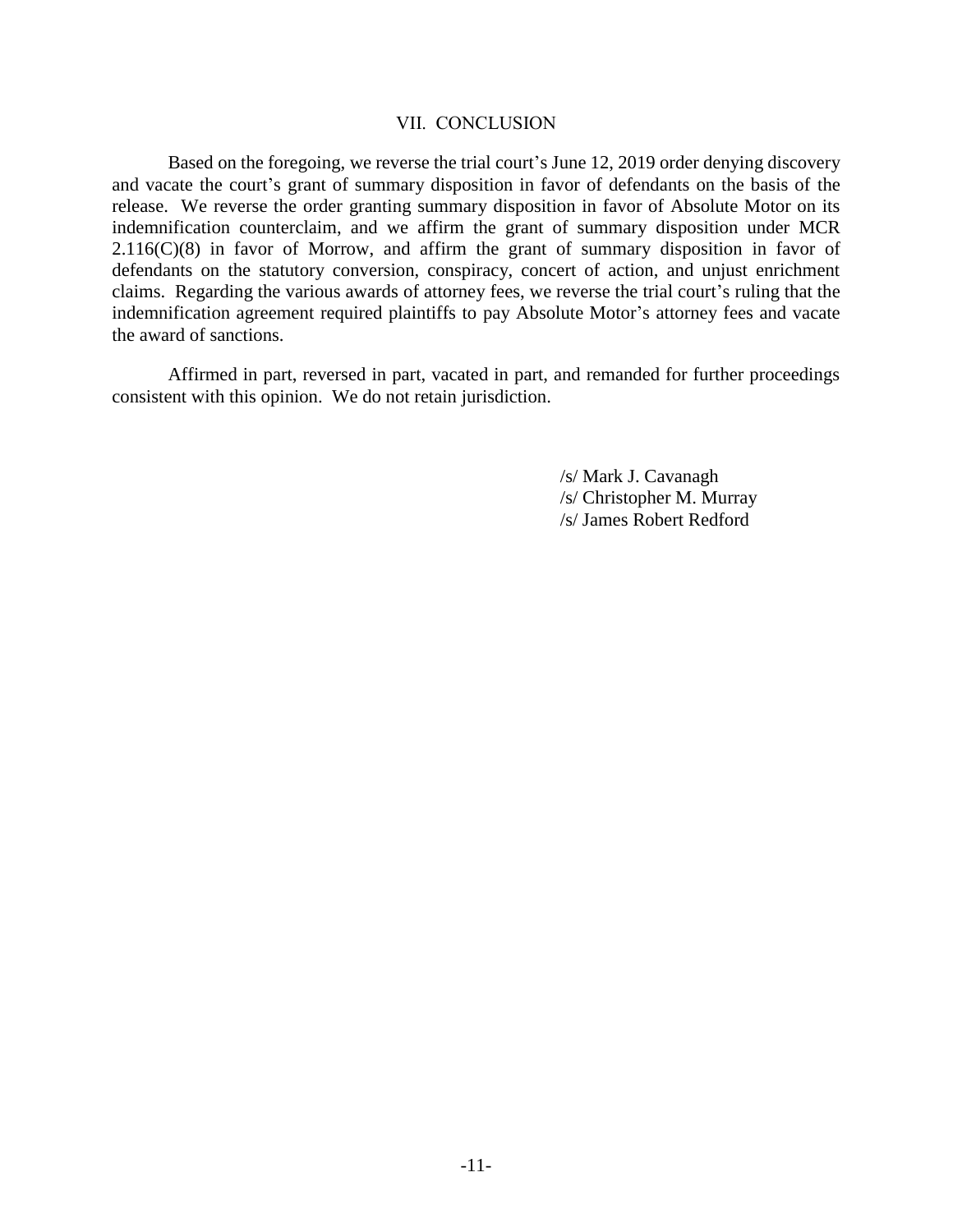## VII. CONCLUSION

Based on the foregoing, we reverse the trial court's June 12, 2019 order denying discovery and vacate the court's grant of summary disposition in favor of defendants on the basis of the release. We reverse the order granting summary disposition in favor of Absolute Motor on its indemnification counterclaim, and we affirm the grant of summary disposition under MCR 2.116(C)(8) in favor of Morrow, and affirm the grant of summary disposition in favor of defendants on the statutory conversion, conspiracy, concert of action, and unjust enrichment claims. Regarding the various awards of attorney fees, we reverse the trial court's ruling that the indemnification agreement required plaintiffs to pay Absolute Motor's attorney fees and vacate the award of sanctions.

Affirmed in part, reversed in part, vacated in part, and remanded for further proceedings consistent with this opinion. We do not retain jurisdiction.

/s/ Mark J. Cavanagh
/s/ Christopher M. Murray
/s/ James Robert Redford